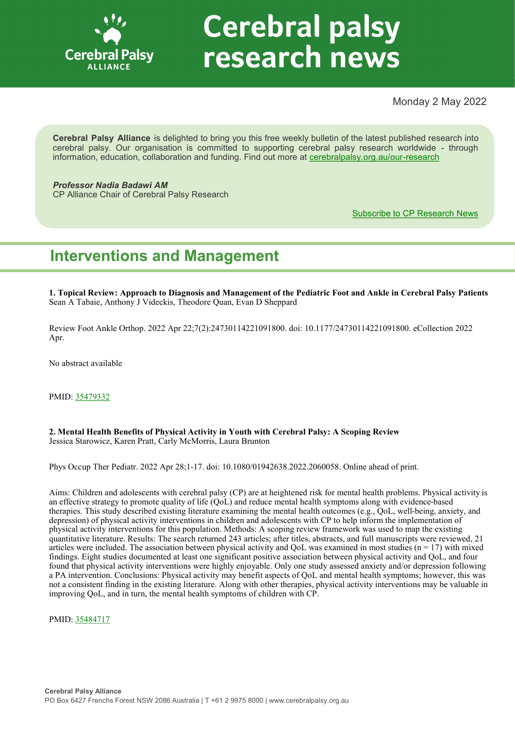# Cerebral palsy research news

Monday 2 May 2022

**Cerebral Palsy Alliance** is delighted to bring you this free weekly bulletin of the latest published research into cerebral palsy. Our organisation is committed to supporting cerebral palsy research worldwide - through information, education, collaboration and funding. Find out more at cerebralpalsy.org.au/our-research

***Professor Nadia Badawi AM***
CP Alliance Chair of Cerebral Palsy Research

Subscribe to CP Research News

## Interventions and Management

**1. Topical Review: Approach to Diagnosis and Management of the Pediatric Foot and Ankle in Cerebral Palsy Patients**
Sean A Tabaie, Anthony J Videckis, Theodore Quan, Evan D Sheppard

Review Foot Ankle Orthop. 2022 Apr 22;7(2):24730114221091800. doi: 10.1177/24730114221091800. eCollection 2022 Apr.

No abstract available

PMID: 35479332

**2. Mental Health Benefits of Physical Activity in Youth with Cerebral Palsy: A Scoping Review**
Jessica Starowicz, Karen Pratt, Carly McMorris, Laura Brunton

Phys Occup Ther Pediatr. 2022 Apr 28;1-17. doi: 10.1080/01942638.2022.2060058. Online ahead of print.

Aims: Children and adolescents with cerebral palsy (CP) are at heightened risk for mental health problems. Physical activity is an effective strategy to promote quality of life (QoL) and reduce mental health symptoms along with evidence-based therapies. This study described existing literature examining the mental health outcomes (e.g., QoL, well-being, anxiety, and depression) of physical activity interventions in children and adolescents with CP to help inform the implementation of physical activity interventions for this population. Methods: A scoping review framework was used to map the existing quantitative literature. Results: The search returned 243 articles; after titles, abstracts, and full manuscripts were reviewed, 21 articles were included. The association between physical activity and QoL was examined in most studies (n = 17) with mixed findings. Eight studies documented at least one significant positive association between physical activity and QoL, and four found that physical activity interventions were highly enjoyable. Only one study assessed anxiety and/or depression following a PA intervention. Conclusions: Physical activity may benefit aspects of QoL and mental health symptoms; however, this was not a consistent finding in the existing literature. Along with other therapies, physical activity interventions may be valuable in improving QoL, and in turn, the mental health symptoms of children with CP.

PMID: 35484717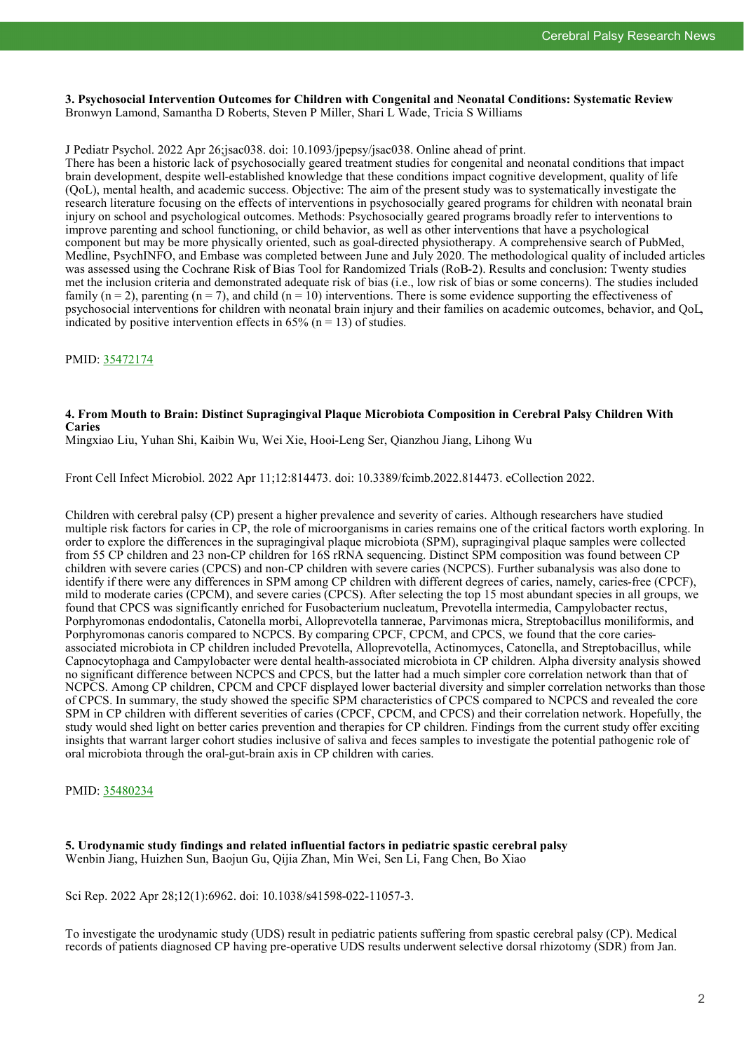**3. Psychosocial Intervention Outcomes for Children with Congenital and Neonatal Conditions: Systematic Review**
Bronwyn Lamond, Samantha D Roberts, Steven P Miller, Shari L Wade, Tricia S Williams

J Pediatr Psychol. 2022 Apr 26;jsac038. doi: 10.1093/jpepsy/jsac038. Online ahead of print.
There has been a historic lack of psychosocially geared treatment studies for congenital and neonatal conditions that impact brain development, despite well-established knowledge that these conditions impact cognitive development, quality of life (QoL), mental health, and academic success. Objective: The aim of the present study was to systematically investigate the research literature focusing on the effects of interventions in psychosocially geared programs for children with neonatal brain injury on school and psychological outcomes. Methods: Psychosocially geared programs broadly refer to interventions to improve parenting and school functioning, or child behavior, as well as other interventions that have a psychological component but may be more physically oriented, such as goal-directed physiotherapy. A comprehensive search of PubMed, Medline, PsychINFO, and Embase was completed between June and July 2020. The methodological quality of included articles was assessed using the Cochrane Risk of Bias Tool for Randomized Trials (RoB-2). Results and conclusion: Twenty studies met the inclusion criteria and demonstrated adequate risk of bias (i.e., low risk of bias or some concerns). The studies included family (n = 2), parenting (n = 7), and child (n = 10) interventions. There is some evidence supporting the effectiveness of psychosocial interventions for children with neonatal brain injury and their families on academic outcomes, behavior, and QoL, indicated by positive intervention effects in 65% (n = 13) of studies.

PMID: 35472174

**4. From Mouth to Brain: Distinct Supragingival Plaque Microbiota Composition in Cerebral Palsy Children With Caries**
Mingxiao Liu, Yuhan Shi, Kaibin Wu, Wei Xie, Hooi-Leng Ser, Qianzhou Jiang, Lihong Wu

Front Cell Infect Microbiol. 2022 Apr 11;12:814473. doi: 10.3389/fcimb.2022.814473. eCollection 2022.

Children with cerebral palsy (CP) present a higher prevalence and severity of caries. Although researchers have studied multiple risk factors for caries in CP, the role of microorganisms in caries remains one of the critical factors worth exploring. In order to explore the differences in the supragingival plaque microbiota (SPM), supragingival plaque samples were collected from 55 CP children and 23 non-CP children for 16S rRNA sequencing. Distinct SPM composition was found between CP children with severe caries (CPCS) and non-CP children with severe caries (NCPCS). Further subanalysis was also done to identify if there were any differences in SPM among CP children with different degrees of caries, namely, caries-free (CPCF), mild to moderate caries (CPCM), and severe caries (CPCS). After selecting the top 15 most abundant species in all groups, we found that CPCS was significantly enriched for Fusobacterium nucleatum, Prevotella intermedia, Campylobacter rectus, Porphyromonas endodontalis, Catonella morbi, Alloprevotella tannerae, Parvimonas micra, Streptobacillus moniliformis, and Porphyromonas canoris compared to NCPCS. By comparing CPCF, CPCM, and CPCS, we found that the core caries-associated microbiota in CP children included Prevotella, Alloprevotella, Actinomyces, Catonella, and Streptobacillus, while Capnocytophaga and Campylobacter were dental health-associated microbiota in CP children. Alpha diversity analysis showed no significant difference between NCPCS and CPCS, but the latter had a much simpler core correlation network than that of NCPCS. Among CP children, CPCM and CPCF displayed lower bacterial diversity and simpler correlation networks than those of CPCS. In summary, the study showed the specific SPM characteristics of CPCS compared to NCPCS and revealed the core SPM in CP children with different severities of caries (CPCF, CPCM, and CPCS) and their correlation network. Hopefully, the study would shed light on better caries prevention and therapies for CP children. Findings from the current study offer exciting insights that warrant larger cohort studies inclusive of saliva and feces samples to investigate the potential pathogenic role of oral microbiota through the oral-gut-brain axis in CP children with caries.

PMID: 35480234

**5. Urodynamic study findings and related influential factors in pediatric spastic cerebral palsy**
Wenbin Jiang, Huizhen Sun, Baojun Gu, Qijia Zhan, Min Wei, Sen Li, Fang Chen, Bo Xiao

Sci Rep. 2022 Apr 28;12(1):6962. doi: 10.1038/s41598-022-11057-3.

To investigate the urodynamic study (UDS) result in pediatric patients suffering from spastic cerebral palsy (CP). Medical records of patients diagnosed CP having pre-operative UDS results underwent selective dorsal rhizotomy (SDR) from Jan.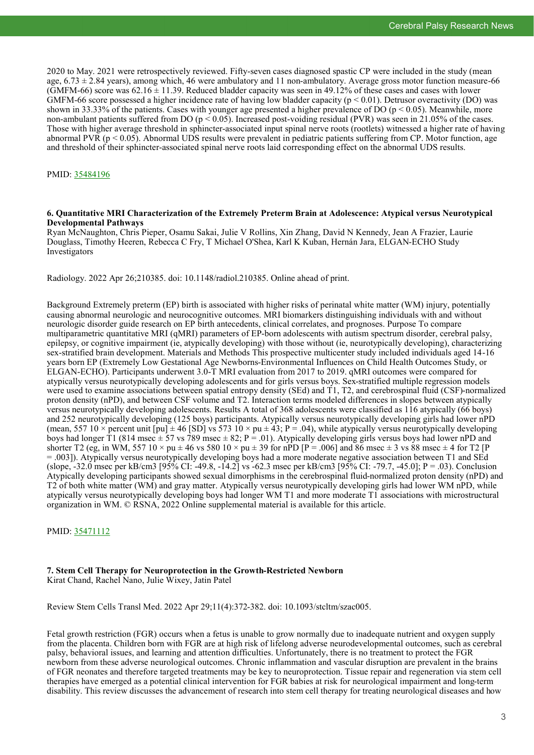2020 to May. 2021 were retrospectively reviewed. Fifty-seven cases diagnosed spastic CP were included in the study (mean age, 6.73 ± 2.84 years), among which, 46 were ambulatory and 11 non-ambulatory. Average gross motor function measure-66 (GMFM-66) score was 62.16 ± 11.39. Reduced bladder capacity was seen in 49.12% of these cases and cases with lower GMFM-66 score possessed a higher incidence rate of having low bladder capacity ($p < 0.01$). Detrusor overactivity (DO) was shown in 33.33% of the patients. Cases with younger age presented a higher prevalence of DO ($p < 0.05$). Meanwhile, more non-ambulant patients suffered from DO ($p < 0.05$). Increased post-voiding residual (PVR) was seen in 21.05% of the cases. Those with higher average threshold in sphincter-associated input spinal nerve roots (rootlets) witnessed a higher rate of having abnormal PVR ($p < 0.05$). Abnormal UDS results were prevalent in pediatric patients suffering from CP. Motor function, age and threshold of their sphincter-associated spinal nerve roots laid corresponding effect on the abnormal UDS results.

PMID: 35484196

### 6. Quantitative MRI Characterization of the Extremely Preterm Brain at Adolescence: Atypical versus Neurotypical Developmental Pathways

Ryan McNaughton, Chris Pieper, Osamu Sakai, Julie V Rollins, Xin Zhang, David N Kennedy, Jean A Frazier, Laurie Douglass, Timothy Heeren, Rebecca C Fry, T Michael O'Shea, Karl K Kuban, Hernán Jara, ELGAN-ECHO Study Investigators

Radiology. 2022 Apr 26;210385. doi: 10.1148/radiol.210385. Online ahead of print.

Background Extremely preterm (EP) birth is associated with higher risks of perinatal white matter (WM) injury, potentially causing abnormal neurologic and neurocognitive outcomes. MRI biomarkers distinguishing individuals with and without neurologic disorder guide research on EP birth antecedents, clinical correlates, and prognoses. Purpose To compare multiparametric quantitative MRI (qMRI) parameters of EP-born adolescents with autism spectrum disorder, cerebral palsy, epilepsy, or cognitive impairment (ie, atypically developing) with those without (ie, neurotypically developing), characterizing sex-stratified brain development. Materials and Methods This prospective multicenter study included individuals aged 14-16 years born EP (Extremely Low Gestational Age Newborns-Environmental Influences on Child Health Outcomes Study, or ELGAN-ECHO). Participants underwent 3.0-T MRI evaluation from 2017 to 2019. qMRI outcomes were compared for atypically versus neurotypically developing adolescents and for girls versus boys. Sex-stratified multiple regression models were used to examine associations between spatial entropy density (SEd) and T1, T2, and cerebrospinal fluid (CSF)-normalized proton density (nPD), and between CSF volume and T2. Interaction terms modeled differences in slopes between atypically versus neurotypically developing adolescents. Results A total of 368 adolescents were classified as 116 atypically (66 boys) and 252 neurotypically developing (125 boys) participants. Atypically versus neurotypically developing girls had lower nPD (mean, 557 10 × percent unit [pu] ± 46 [SD] vs 573 10 × pu ± 43; P = .04), while atypically versus neurotypically developing boys had longer T1 (814 msec ± 57 vs 789 msec ± 82; P = .01). Atypically developing girls versus boys had lower nPD and shorter T2 (eg, in WM, 557 10 × pu ± 46 vs 580 10 × pu ± 39 for nPD [P = .006] and 86 msec ± 3 vs 88 msec ± 4 for T2 [P = .003]). Atypically versus neurotypically developing boys had a more moderate negative association between T1 and SEd (slope, -32.0 msec per kB/cm3 [95% CI: -49.8, -14.2] vs -62.3 msec per kB/cm3 [95% CI: -79.7, -45.0]; P = .03). Conclusion Atypically developing participants showed sexual dimorphisms in the cerebrospinal fluid-normalized proton density (nPD) and T2 of both white matter (WM) and gray matter. Atypically versus neurotypically developing girls had lower WM nPD, while atypically versus neurotypically developing boys had longer WM T1 and more moderate T1 associations with microstructural organization in WM. © RSNA, 2022 Online supplemental material is available for this article.

PMID: 35471112

### 7. Stem Cell Therapy for Neuroprotection in the Growth-Restricted Newborn

Kirat Chand, Rachel Nano, Julie Wixey, Jatin Patel

Review Stem Cells Transl Med. 2022 Apr 29;11(4):372-382. doi: 10.1093/stcltm/szac005.

Fetal growth restriction (FGR) occurs when a fetus is unable to grow normally due to inadequate nutrient and oxygen supply from the placenta. Children born with FGR are at high risk of lifelong adverse neurodevelopmental outcomes, such as cerebral palsy, behavioral issues, and learning and attention difficulties. Unfortunately, there is no treatment to protect the FGR newborn from these adverse neurological outcomes. Chronic inflammation and vascular disruption are prevalent in the brains of FGR neonates and therefore targeted treatments may be key to neuroprotection. Tissue repair and regeneration via stem cell therapies have emerged as a potential clinical intervention for FGR babies at risk for neurological impairment and long-term disability. This review discusses the advancement of research into stem cell therapy for treating neurological diseases and how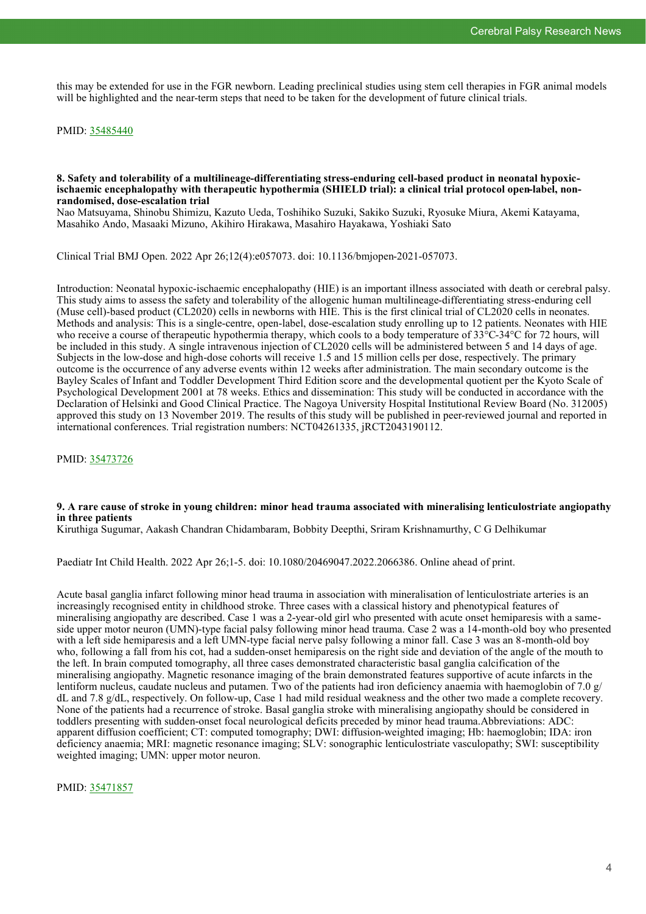this may be extended for use in the FGR newborn. Leading preclinical studies using stem cell therapies in FGR animal models will be highlighted and the near-term steps that need to be taken for the development of future clinical trials.

PMID: 35485440

### 8. Safety and tolerability of a multilineage-differentiating stress-enduring cell-based product in neonatal hypoxic-ischaemic encephalopathy with therapeutic hypothermia (SHIELD trial): a clinical trial protocol open-label, non-randomised, dose-escalation trial

Nao Matsuyama, Shinobu Shimizu, Kazuto Ueda, Toshihiko Suzuki, Sakiko Suzuki, Ryosuke Miura, Akemi Katayama, Masahiko Ando, Masaaki Mizuno, Akihiro Hirakawa, Masahiro Hayakawa, Yoshiaki Sato

Clinical Trial BMJ Open. 2022 Apr 26;12(4):e057073. doi: 10.1136/bmjopen-2021-057073.

Introduction: Neonatal hypoxic-ischaemic encephalopathy (HIE) is an important illness associated with death or cerebral palsy. This study aims to assess the safety and tolerability of the allogenic human multilineage-differentiating stress-enduring cell (Muse cell)-based product (CL2020) cells in newborns with HIE. This is the first clinical trial of CL2020 cells in neonates. Methods and analysis: This is a single-centre, open-label, dose-escalation study enrolling up to 12 patients. Neonates with HIE who receive a course of therapeutic hypothermia therapy, which cools to a body temperature of 33°C-34°C for 72 hours, will be included in this study. A single intravenous injection of CL2020 cells will be administered between 5 and 14 days of age. Subjects in the low-dose and high-dose cohorts will receive 1.5 and 15 million cells per dose, respectively. The primary outcome is the occurrence of any adverse events within 12 weeks after administration. The main secondary outcome is the Bayley Scales of Infant and Toddler Development Third Edition score and the developmental quotient per the Kyoto Scale of Psychological Development 2001 at 78 weeks. Ethics and dissemination: This study will be conducted in accordance with the Declaration of Helsinki and Good Clinical Practice. The Nagoya University Hospital Institutional Review Board (No. 312005) approved this study on 13 November 2019. The results of this study will be published in peer-reviewed journal and reported in international conferences. Trial registration numbers: NCT04261335, jRCT2043190112.

PMID: 35473726

### 9. A rare cause of stroke in young children: minor head trauma associated with mineralising lenticulostriate angiopathy in three patients

Kiruthiga Sugumar, Aakash Chandran Chidambaram, Bobbity Deepthi, Sriram Krishnamurthy, C G Delhikumar

Paediatr Int Child Health. 2022 Apr 26;1-5. doi: 10.1080/20469047.2022.2066386. Online ahead of print.

Acute basal ganglia infarct following minor head trauma in association with mineralisation of lenticulostriate arteries is an increasingly recognised entity in childhood stroke. Three cases with a classical history and phenotypical features of mineralising angiopathy are described. Case 1 was a 2-year-old girl who presented with acute onset hemiparesis with a same-side upper motor neuron (UMN)-type facial palsy following minor head trauma. Case 2 was a 14-month-old boy who presented with a left side hemiparesis and a left UMN-type facial nerve palsy following a minor fall. Case 3 was an 8-month-old boy who, following a fall from his cot, had a sudden-onset hemiparesis on the right side and deviation of the angle of the mouth to the left. In brain computed tomography, all three cases demonstrated characteristic basal ganglia calcification of the mineralising angiopathy. Magnetic resonance imaging of the brain demonstrated features supportive of acute infarcts in the lentiform nucleus, caudate nucleus and putamen. Two of the patients had iron deficiency anaemia with haemoglobin of 7.0 g/dL and 7.8 g/dL, respectively. On follow-up, Case 1 had mild residual weakness and the other two made a complete recovery. None of the patients had a recurrence of stroke. Basal ganglia stroke with mineralising angiopathy should be considered in toddlers presenting with sudden-onset focal neurological deficits preceded by minor head trauma.Abbreviations: ADC: apparent diffusion coefficient; CT: computed tomography; DWI: diffusion-weighted imaging; Hb: haemoglobin; IDA: iron deficiency anaemia; MRI: magnetic resonance imaging; SLV: sonographic lenticulostriate vasculopathy; SWI: susceptibility weighted imaging; UMN: upper motor neuron.

PMID: 35471857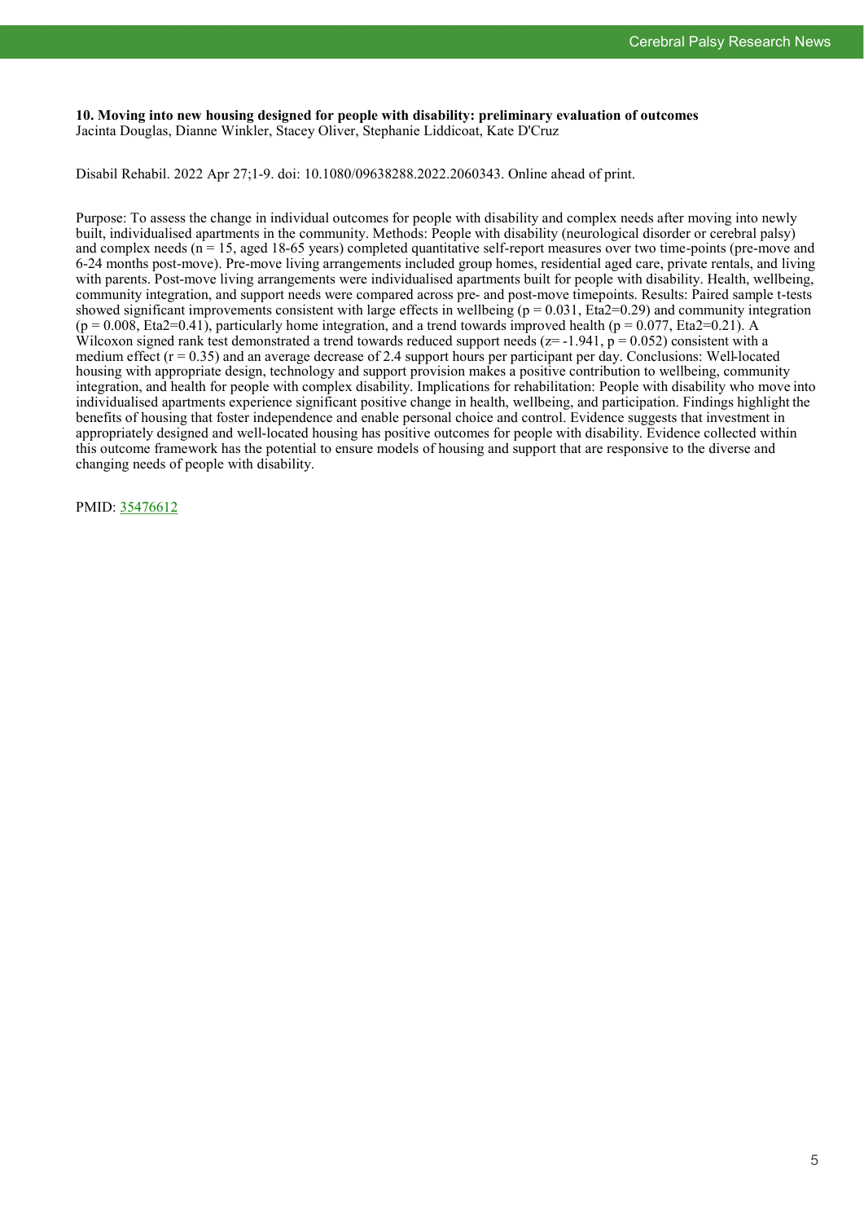**10. Moving into new housing designed for people with disability: preliminary evaluation of outcomes**
Jacinta Douglas, Dianne Winkler, Stacey Oliver, Stephanie Liddicoat, Kate D'Cruz

Disabil Rehabil. 2022 Apr 27;1-9. doi: 10.1080/09638288.2022.2060343. Online ahead of print.

Purpose: To assess the change in individual outcomes for people with disability and complex needs after moving into newly built, individualised apartments in the community. Methods: People with disability (neurological disorder or cerebral palsy) and complex needs ($n = 15$, aged 18-65 years) completed quantitative self-report measures over two time-points (pre-move and 6-24 months post-move). Pre-move living arrangements included group homes, residential aged care, private rentals, and living with parents. Post-move living arrangements were individualised apartments built for people with disability. Health, wellbeing, community integration, and support needs were compared across pre- and post-move timepoints. Results: Paired sample t-tests showed significant improvements consistent with large effects in wellbeing ($p = 0.031$, $Eta^2=0.29$) and community integration ($p = 0.008$, $Eta^2=0.41$), particularly home integration, and a trend towards improved health ($p = 0.077$, $Eta^2=0.21$). A Wilcoxon signed rank test demonstrated a trend towards reduced support needs ($z= -1.941$, $p = 0.052$) consistent with a medium effect ($r = 0.35$) and an average decrease of 2.4 support hours per participant per day. Conclusions: Well-located housing with appropriate design, technology and support provision makes a positive contribution to wellbeing, community integration, and health for people with complex disability. Implications for rehabilitation: People with disability who move into individualised apartments experience significant positive change in health, wellbeing, and participation. Findings highlight the benefits of housing that foster independence and enable personal choice and control. Evidence suggests that investment in appropriately designed and well-located housing has positive outcomes for people with disability. Evidence collected within this outcome framework has the potential to ensure models of housing and support that are responsive to the diverse and changing needs of people with disability.

PMID: [35476612](https://pubmed.ncbi.nlm.nih.gov/35476612)